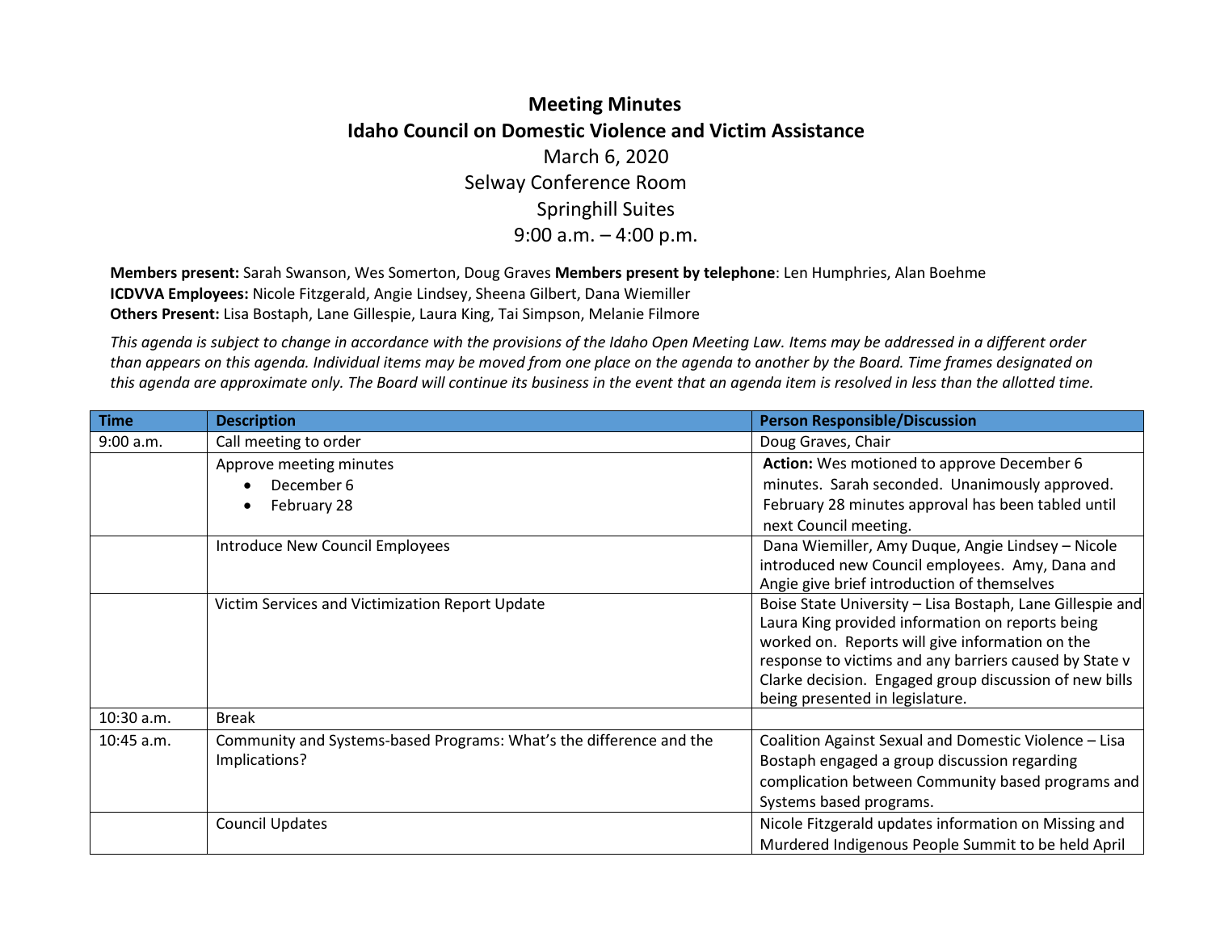# Meeting Minutes

## Idaho Council on Domestic Violence and Victim Assistance

March 6, 2020

Selway Conference Room

Springhill Suites

9:00 a.m. – 4:00 p.m.

**Members present:** Sarah Swanson, Wes Somerton, Doug Graves **Members present by telephone**: Len Humphries, Alan Boehme
**ICDVVA Employees:** Nicole Fitzgerald, Angie Lindsey, Sheena Gilbert, Dana Wiemiller
**Others Present:** Lisa Bostaph, Lane Gillespie, Laura King, Tai Simpson, Melanie Filmore

*This agenda is subject to change in accordance with the provisions of the Idaho Open Meeting Law. Items may be addressed in a different order than appears on this agenda. Individual items may be moved from one place on the agenda to another by the Board. Time frames designated on this agenda are approximate only. The Board will continue its business in the event that an agenda item is resolved in less than the allotted time.*

| Time | Description | Person Responsible/Discussion |
|---|---|---|
| 9:00 a.m. | Call meeting to order | Doug Graves, Chair |
| | Approve meeting minutes<br>• December 6<br>• February 28 | **Action:** Wes motioned to approve December 6 minutes. Sarah seconded. Unanimously approved. February 28 minutes approval has been tabled until next Council meeting. |
| | Introduce New Council Employees | Dana Wiemiller, Amy Duque, Angie Lindsey – Nicole introduced new Council employees. Amy, Dana and Angie give brief introduction of themselves |
| | Victim Services and Victimization Report Update | Boise State University – Lisa Bostaph, Lane Gillespie and Laura King provided information on reports being worked on. Reports will give information on the response to victims and any barriers caused by State v Clarke decision. Engaged group discussion of new bills being presented in legislature. |
| 10:30 a.m. | Break | |
| 10:45 a.m. | Community and Systems-based Programs: What's the difference and the Implications? | Coalition Against Sexual and Domestic Violence – Lisa Bostaph engaged a group discussion regarding complication between Community based programs and Systems based programs. |
| | Council Updates | Nicole Fitzgerald updates information on Missing and Murdered Indigenous People Summit to be held April |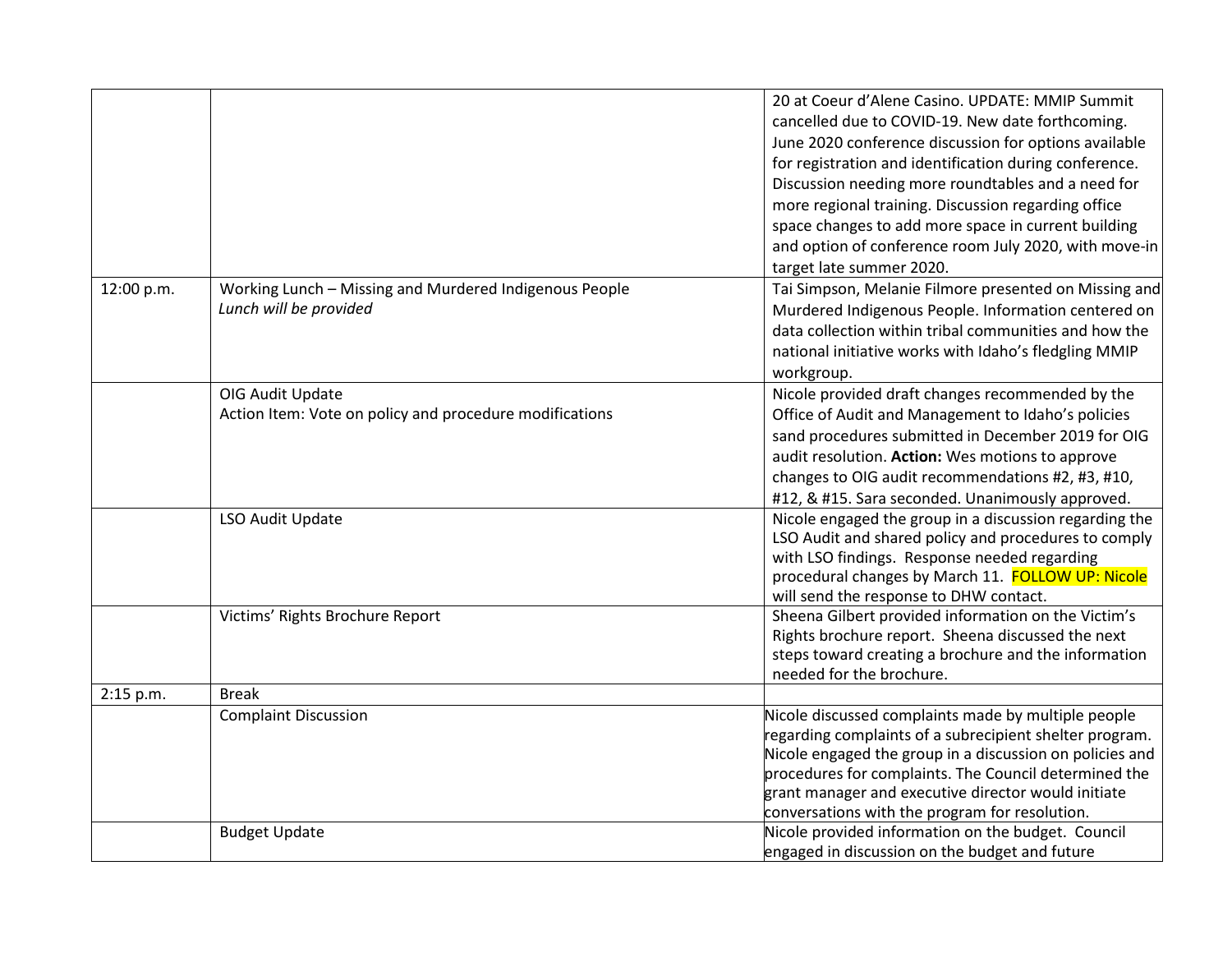| | | |
|---|---|---|
| | | 20 at Coeur d'Alene Casino. UPDATE: MMIP Summit cancelled due to COVID-19. New date forthcoming. June 2020 conference discussion for options available for registration and identification during conference. Discussion needing more roundtables and a need for more regional training. Discussion regarding office space changes to add more space in current building and option of conference room July 2020, with move-in target late summer 2020. |
| 12:00 p.m. | Working Lunch – Missing and Murdered Indigenous People<br>*Lunch will be provided* | Tai Simpson, Melanie Filmore presented on Missing and Murdered Indigenous People. Information centered on data collection within tribal communities and how the national initiative works with Idaho's fledgling MMIP workgroup. |
| | OIG Audit Update<br>Action Item: Vote on policy and procedure modifications | Nicole provided draft changes recommended by the Office of Audit and Management to Idaho's policies sand procedures submitted in December 2019 for OIG audit resolution. **Action:** Wes motions to approve changes to OIG audit recommendations #2, #3, #10, #12, & #15. Sara seconded. Unanimously approved. |
| | LSO Audit Update | Nicole engaged the group in a discussion regarding the LSO Audit and shared policy and procedures to comply with LSO findings. Response needed regarding procedural changes by March 11. FOLLOW UP: Nicole will send the response to DHW contact. |
| | Victims' Rights Brochure Report | Sheena Gilbert provided information on the Victim's Rights brochure report. Sheena discussed the next steps toward creating a brochure and the information needed for the brochure. |
| 2:15 p.m. | Break | |
| | Complaint Discussion | Nicole discussed complaints made by multiple people regarding complaints of a subrecipient shelter program. Nicole engaged the group in a discussion on policies and procedures for complaints. The Council determined the grant manager and executive director would initiate conversations with the program for resolution. |
| | Budget Update | Nicole provided information on the budget. Council engaged in discussion on the budget and future |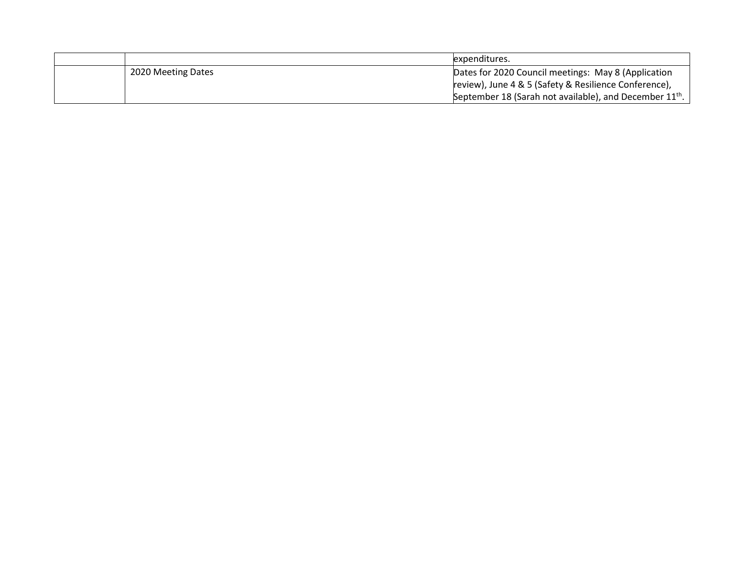| | | |
|---|---|---|
| | | expenditures. |
| | 2020 Meeting Dates | Dates for 2020 Council meetings: May 8 (Application review), June 4 & 5 (Safety & Resilience Conference), September 18 (Sarah not available), and December 11th. |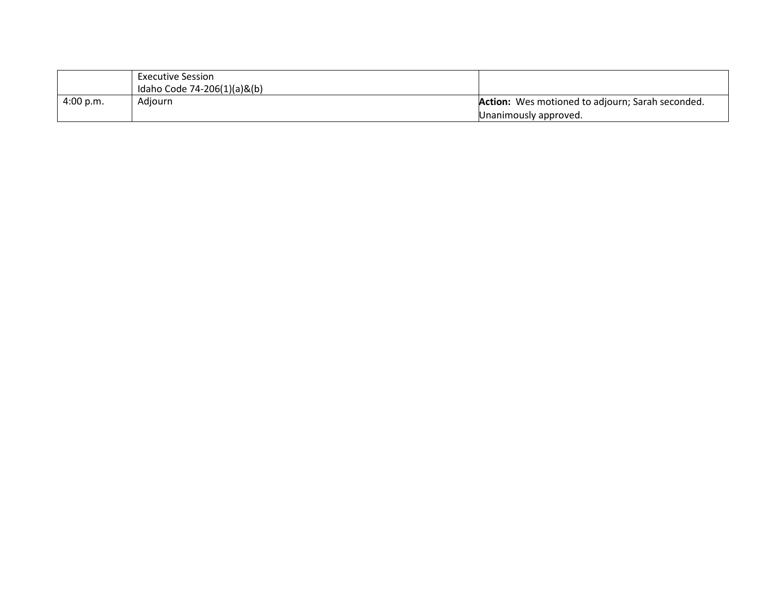| | | |
|---|---|---|
| | Executive Session<br>Idaho Code 74-206(1)(a)&(b) | |
| 4:00 p.m. | Adjourn | **Action:** Wes motioned to adjourn; Sarah seconded. Unanimously approved. |